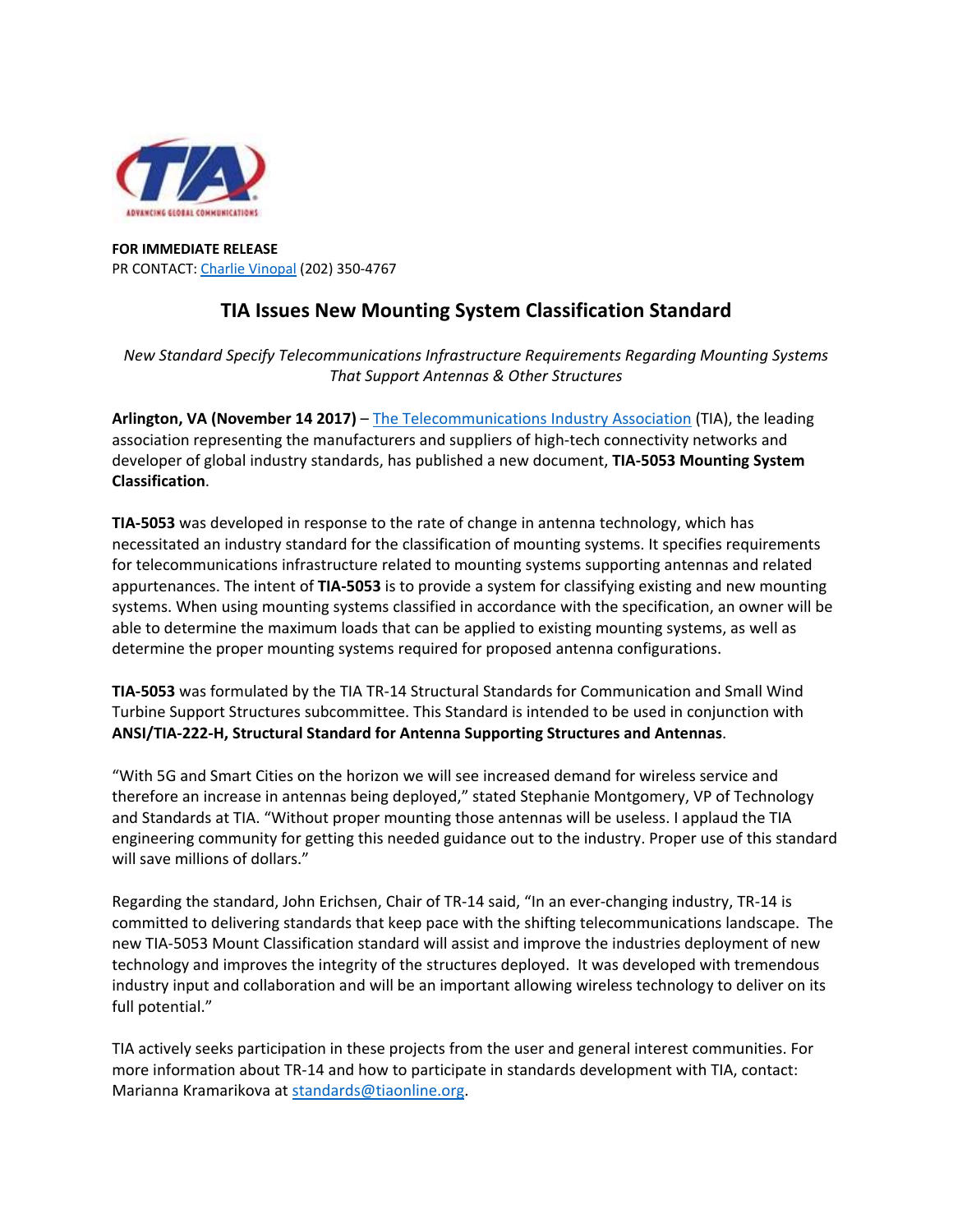**FOR IMMEDIATE RELEASE**
PR CONTACT: Charlie Vinopal (202) 350-4767

# TIA Issues New Mounting System Classification Standard

*New Standard Specify Telecommunications Infrastructure Requirements Regarding Mounting Systems That Support Antennas & Other Structures*

**Arlington, VA (November 14 2017)** – The Telecommunications Industry Association (TIA), the leading association representing the manufacturers and suppliers of high-tech connectivity networks and developer of global industry standards, has published a new document, **TIA-5053 Mounting System Classification**.

**TIA-5053** was developed in response to the rate of change in antenna technology, which has necessitated an industry standard for the classification of mounting systems. It specifies requirements for telecommunications infrastructure related to mounting systems supporting antennas and related appurtenances. The intent of **TIA-5053** is to provide a system for classifying existing and new mounting systems. When using mounting systems classified in accordance with the specification, an owner will be able to determine the maximum loads that can be applied to existing mounting systems, as well as determine the proper mounting systems required for proposed antenna configurations.

**TIA-5053** was formulated by the TIA TR-14 Structural Standards for Communication and Small Wind Turbine Support Structures subcommittee. This Standard is intended to be used in conjunction with **ANSI/TIA-222-H, Structural Standard for Antenna Supporting Structures and Antennas**.

"With 5G and Smart Cities on the horizon we will see increased demand for wireless service and therefore an increase in antennas being deployed," stated Stephanie Montgomery, VP of Technology and Standards at TIA. "Without proper mounting those antennas will be useless. I applaud the TIA engineering community for getting this needed guidance out to the industry. Proper use of this standard will save millions of dollars."

Regarding the standard, John Erichsen, Chair of TR-14 said, "In an ever-changing industry, TR-14 is committed to delivering standards that keep pace with the shifting telecommunications landscape. The new TIA-5053 Mount Classification standard will assist and improve the industries deployment of new technology and improves the integrity of the structures deployed. It was developed with tremendous industry input and collaboration and will be an important allowing wireless technology to deliver on its full potential."

TIA actively seeks participation in these projects from the user and general interest communities. For more information about TR-14 and how to participate in standards development with TIA, contact: Marianna Kramarikova at standards@tiaonline.org.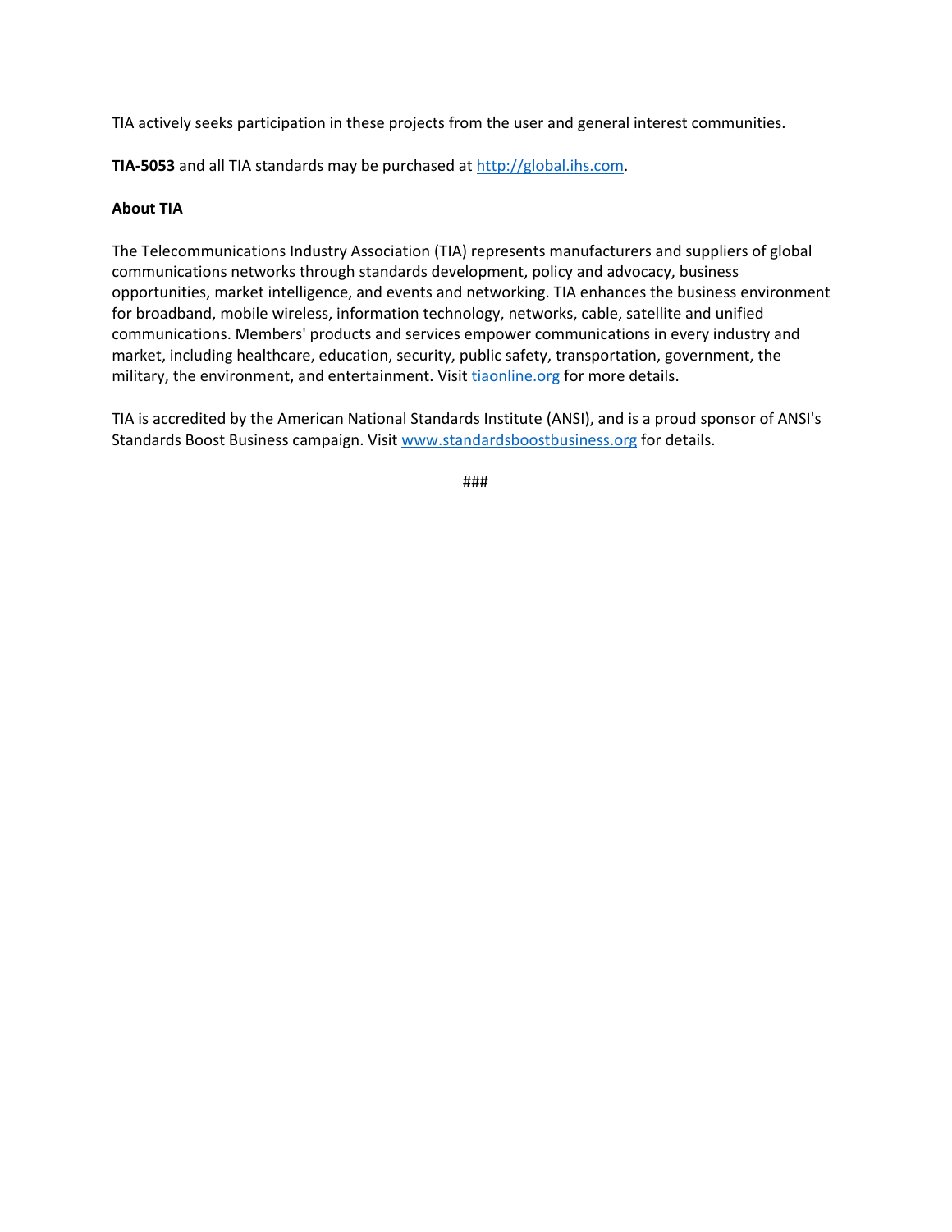TIA actively seeks participation in these projects from the user and general interest communities.

**TIA-5053** and all TIA standards may be purchased at http://global.ihs.com.

**About TIA**

The Telecommunications Industry Association (TIA) represents manufacturers and suppliers of global communications networks through standards development, policy and advocacy, business opportunities, market intelligence, and events and networking. TIA enhances the business environment for broadband, mobile wireless, information technology, networks, cable, satellite and unified communications. Members' products and services empower communications in every industry and market, including healthcare, education, security, public safety, transportation, government, the military, the environment, and entertainment. Visit tiaonline.org for more details.

TIA is accredited by the American National Standards Institute (ANSI), and is a proud sponsor of ANSI's Standards Boost Business campaign. Visit www.standardsboostbusiness.org for details.

###